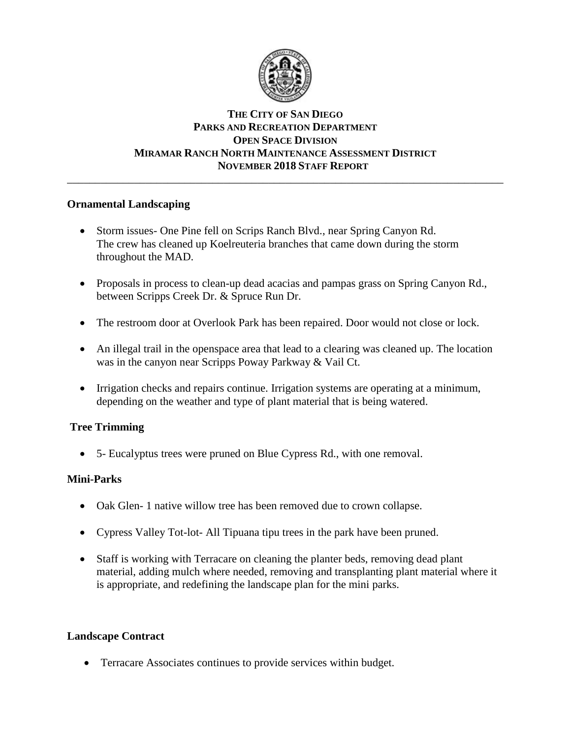**THE CITY OF SAN DIEGO**
**PARKS AND RECREATION DEPARTMENT**
**OPEN SPACE DIVISION**
**MIRAMAR RANCH NORTH MAINTENANCE ASSESSMENT DISTRICT**
**NOVEMBER 2018 STAFF REPORT**

---

### Ornamental Landscaping

- Storm issues- One Pine fell on Scrips Ranch Blvd., near Spring Canyon Rd. The crew has cleaned up Koelreuteria branches that came down during the storm throughout the MAD.
- Proposals in process to clean-up dead acacias and pampas grass on Spring Canyon Rd., between Scripps Creek Dr. & Spruce Run Dr.
- The restroom door at Overlook Park has been repaired. Door would not close or lock.
- An illegal trail in the openspace area that lead to a clearing was cleaned up. The location was in the canyon near Scripps Poway Parkway & Vail Ct.
- Irrigation checks and repairs continue. Irrigation systems are operating at a minimum, depending on the weather and type of plant material that is being watered.

### Tree Trimming

- 5- Eucalyptus trees were pruned on Blue Cypress Rd., with one removal.

### Mini-Parks

- Oak Glen- 1 native willow tree has been removed due to crown collapse.
- Cypress Valley Tot-lot- All Tipuana tipu trees in the park have been pruned.
- Staff is working with Terracare on cleaning the planter beds, removing dead plant material, adding mulch where needed, removing and transplanting plant material where it is appropriate, and redefining the landscape plan for the mini parks.

### Landscape Contract

- Terracare Associates continues to provide services within budget.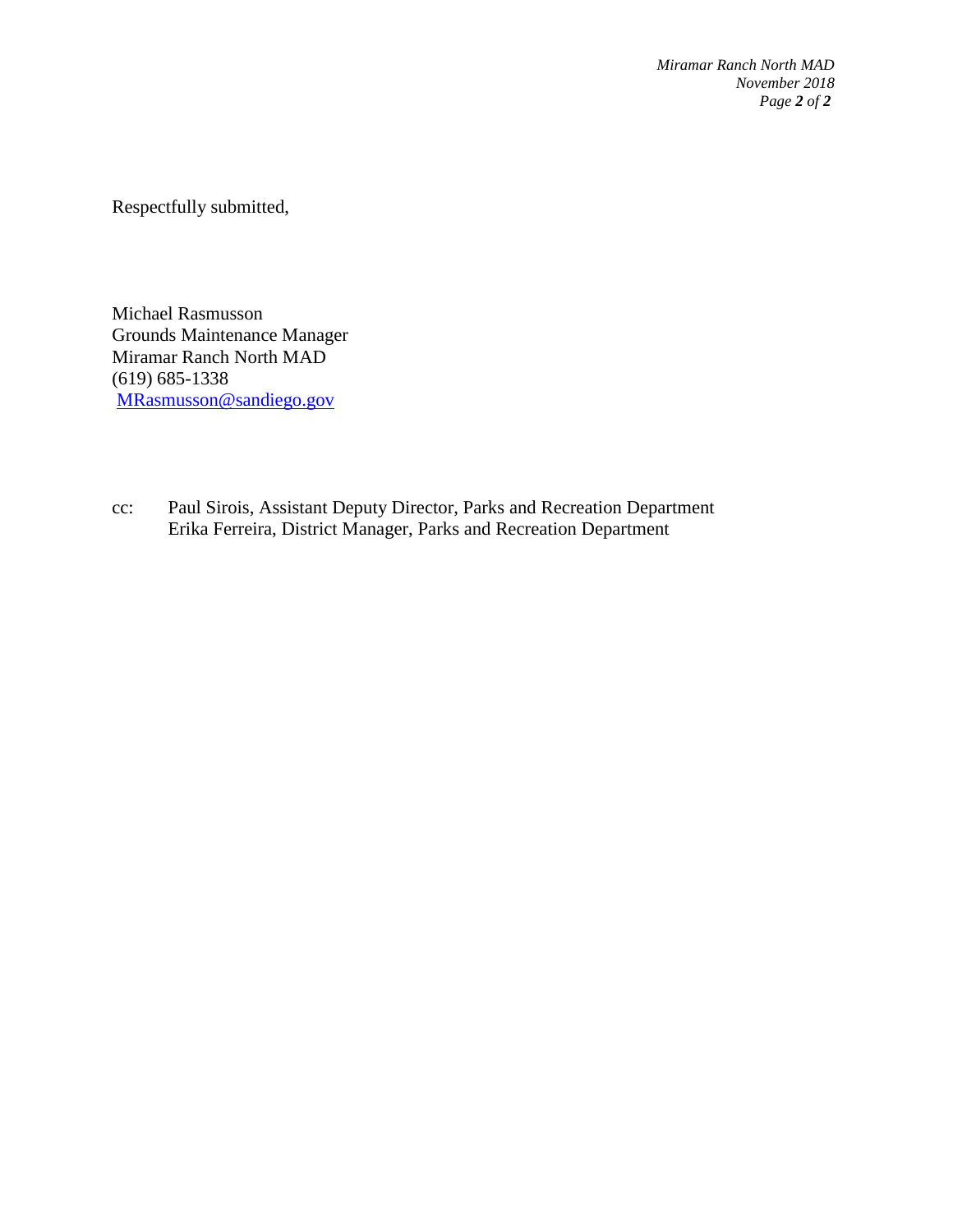Respectfully submitted,

Michael Rasmusson
Grounds Maintenance Manager
Miramar Ranch North MAD
(619) 685-1338
MRasmusson@sandiego.gov

cc: Paul Sirois, Assistant Deputy Director, Parks and Recreation Department
Erika Ferreira, District Manager, Parks and Recreation Department